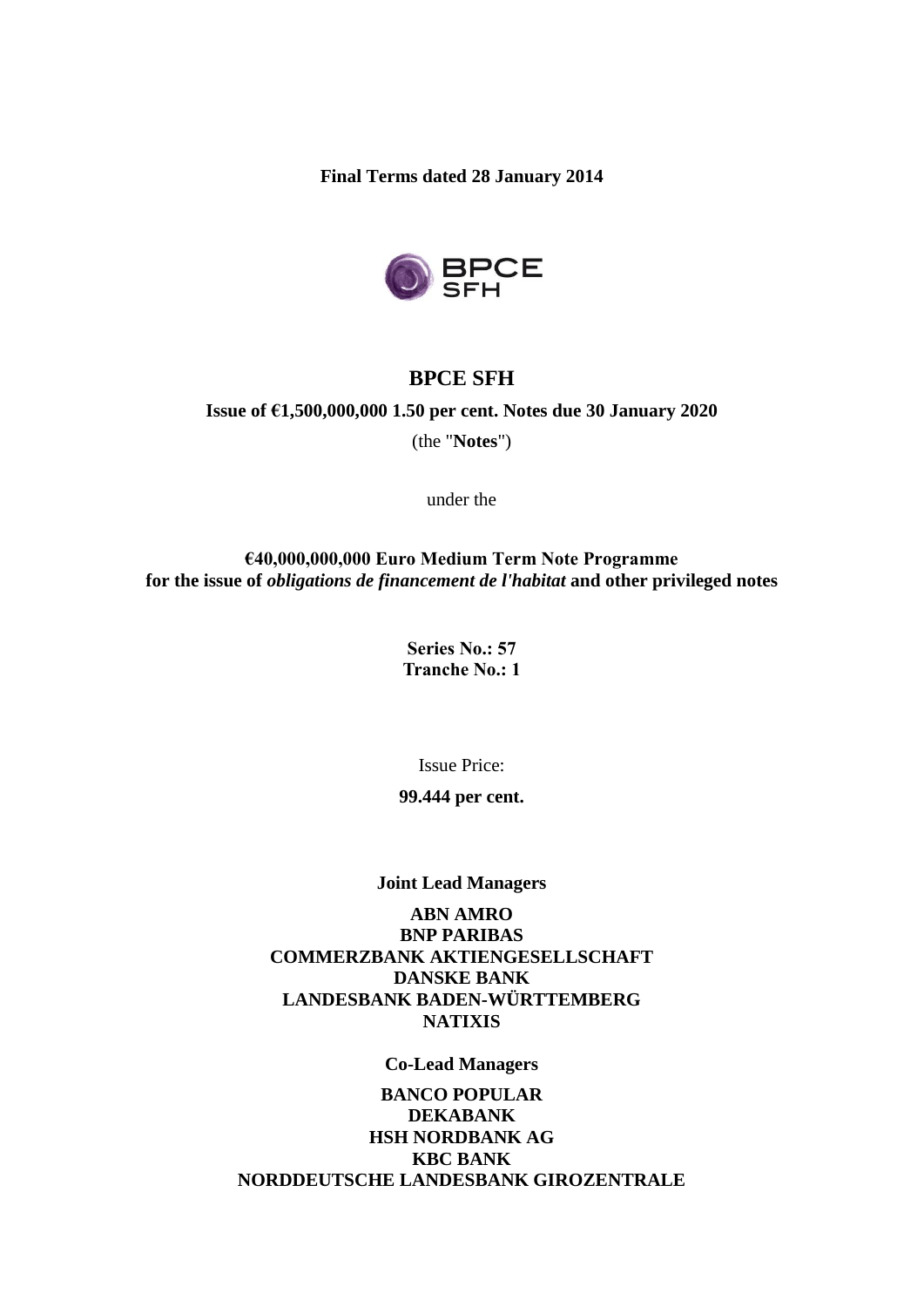**Final Terms dated 28 January 2014**

# BPCE SFH

**Issue of €1,500,000,000 1.50 per cent. Notes due 30 January 2020**

(the "**Notes**")

under the

**€40,000,000,000 Euro Medium Term Note Programme**
**for the issue of *obligations de financement de l'habitat* and other privileged notes**

**Series No.: 57**
**Tranche No.: 1**

Issue Price:

**99.444 per cent.**

**Joint Lead Managers**

**ABN AMRO**
**BNP PARIBAS**
**COMMERZBANK AKTIENGESELLSCHAFT**
**DANSKE BANK**
**LANDESBANK BADEN-WÜRTTEMBERG**
**NATIXIS**

**Co-Lead Managers**

**BANCO POPULAR**
**DEKABANK**
**HSH NORDBANK AG**
**KBC BANK**
**NORDDEUTSCHE LANDESBANK GIROZENTRALE**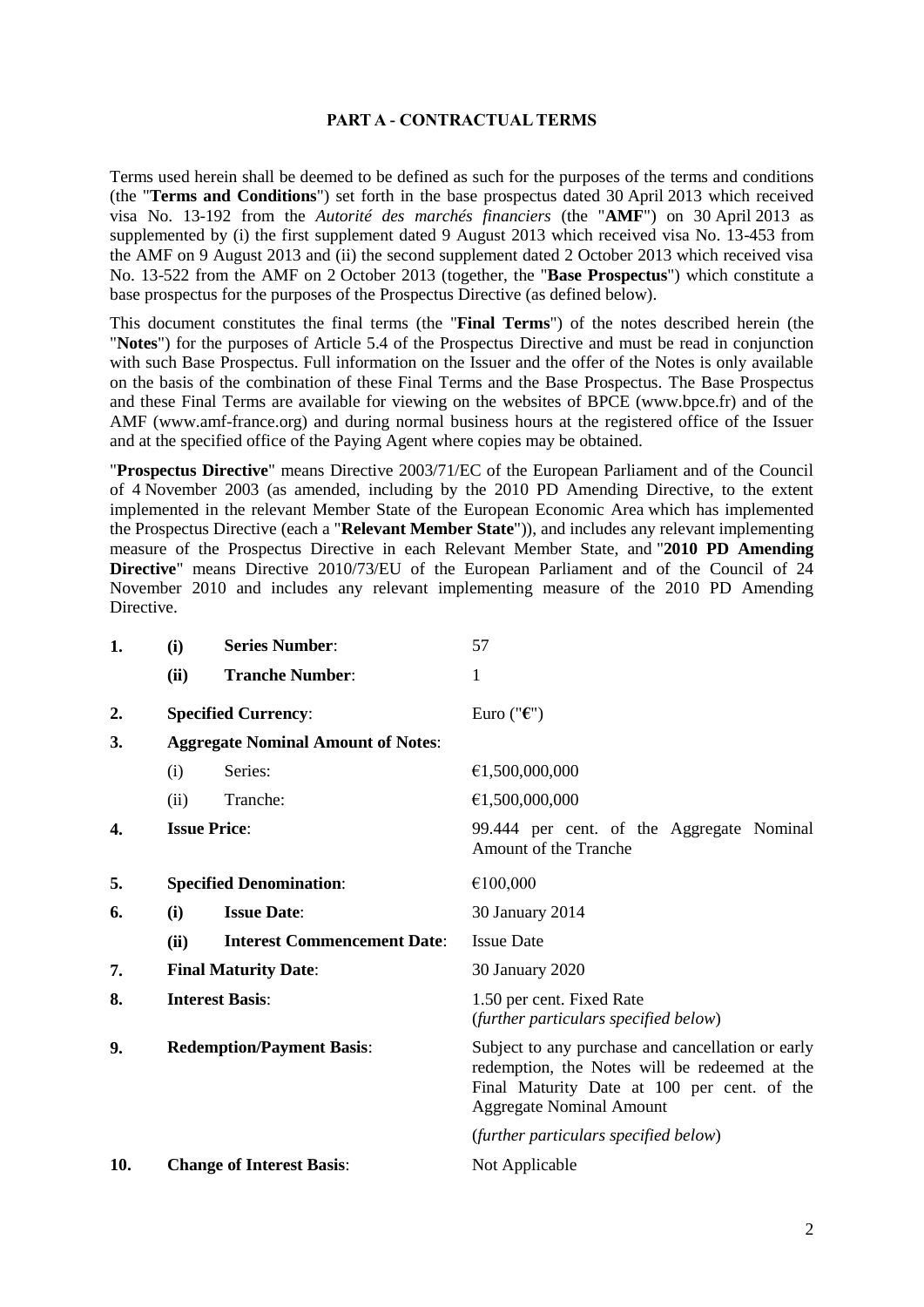## PART A - CONTRACTUAL TERMS

Terms used herein shall be deemed to be defined as such for the purposes of the terms and conditions (the "**Terms and Conditions**") set forth in the base prospectus dated 30 April 2013 which received visa No. 13-192 from the *Autorité des marchés financiers* (the "**AMF**") on 30 April 2013 as supplemented by (i) the first supplement dated 9 August 2013 which received visa No. 13-453 from the AMF on 9 August 2013 and (ii) the second supplement dated 2 October 2013 which received visa No. 13-522 from the AMF on 2 October 2013 (together, the "**Base Prospectus**") which constitute a base prospectus for the purposes of the Prospectus Directive (as defined below).

This document constitutes the final terms (the "**Final Terms**") of the notes described herein (the "**Notes**") for the purposes of Article 5.4 of the Prospectus Directive and must be read in conjunction with such Base Prospectus. Full information on the Issuer and the offer of the Notes is only available on the basis of the combination of these Final Terms and the Base Prospectus. The Base Prospectus and these Final Terms are available for viewing on the websites of BPCE (www.bpce.fr) and of the AMF (www.amf-france.org) and during normal business hours at the registered office of the Issuer and at the specified office of the Paying Agent where copies may be obtained.

"**Prospectus Directive**" means Directive 2003/71/EC of the European Parliament and of the Council of 4 November 2003 (as amended, including by the 2010 PD Amending Directive, to the extent implemented in the relevant Member State of the European Economic Area which has implemented the Prospectus Directive (each a "**Relevant Member State**")), and includes any relevant implementing measure of the Prospectus Directive in each Relevant Member State, and "**2010 PD Amending Directive**" means Directive 2010/73/EU of the European Parliament and of the Council of 24 November 2010 and includes any relevant implementing measure of the 2010 PD Amending Directive.

| | | | |
|---|---|---|---|
| **1.** | **(i)** | **Series Number**: | 57 |
| | **(ii)** | **Tranche Number**: | 1 |
| **2.** | | **Specified Currency**: | Euro ("**€**") |
| **3.** | | **Aggregate Nominal Amount of Notes**: | |
| | (i) | Series: | €1,500,000,000 |
| | (ii) | Tranche: | €1,500,000,000 |
| **4.** | | **Issue Price**: | 99.444 per cent. of the Aggregate Nominal Amount of the Tranche |
| **5.** | | **Specified Denomination**: | €100,000 |
| **6.** | **(i)** | **Issue Date**: | 30 January 2014 |
| | **(ii)** | **Interest Commencement Date**: | Issue Date |
| **7.** | | **Final Maturity Date**: | 30 January 2020 |
| **8.** | | **Interest Basis**: | 1.50 per cent. Fixed Rate<br>(*further particulars specified below*) |
| **9.** | | **Redemption/Payment Basis**: | Subject to any purchase and cancellation or early redemption, the Notes will be redeemed at the Final Maturity Date at 100 per cent. of the Aggregate Nominal Amount<br>(*further particulars specified below*) |
| **10.** | | **Change of Interest Basis**: | Not Applicable |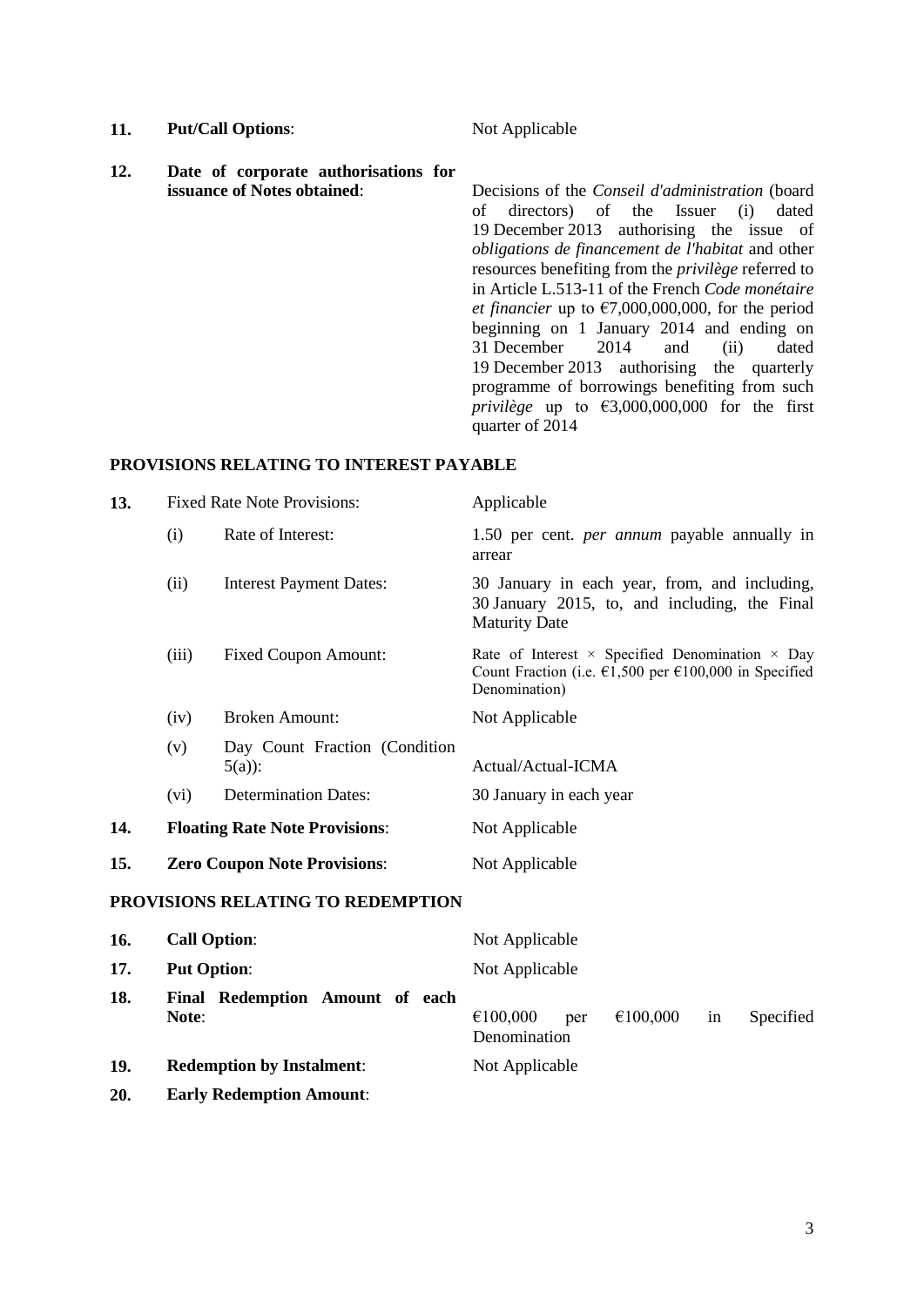| | | | |
|---|---|---|---|
| **11.** | **Put/Call Options**: | | Not Applicable |
| **12.** | **Date of corporate authorisations for issuance of Notes obtained**: | | Decisions of the *Conseil d'administration* (board of directors) of the Issuer (i) dated 19 December 2013 authorising the issue of *obligations de financement de l'habitat* and other resources benefiting from the *privilège* referred to in Article L.513-11 of the French *Code monétaire et financier* up to €7,000,000,000, for the period beginning on 1 January 2014 and ending on 31 December 2014 and (ii) dated 19 December 2013 authorising the quarterly programme of borrowings benefiting from such *privilège* up to €3,000,000,000 for the first quarter of 2014 |

**PROVISIONS RELATING TO INTEREST PAYABLE**

| | | | |
|---|---|---|---|
| **13.** | Fixed Rate Note Provisions: | | Applicable |
| | (i) | Rate of Interest: | 1.50 per cent. *per annum* payable annually in arrear |
| | (ii) | Interest Payment Dates: | 30 January in each year, from, and including, 30 January 2015, to, and including, the Final Maturity Date |
| | (iii) | Fixed Coupon Amount: | Rate of Interest × Specified Denomination × Day Count Fraction (i.e. €1,500 per €100,000 in Specified Denomination) |
| | (iv) | Broken Amount: | Not Applicable |
| | (v) | Day Count Fraction (Condition 5(a)): | Actual/Actual-ICMA |
| | (vi) | Determination Dates: | 30 January in each year |
| **14.** | **Floating Rate Note Provisions**: | | Not Applicable |
| **15.** | **Zero Coupon Note Provisions**: | | Not Applicable |

**PROVISIONS RELATING TO REDEMPTION**

| | | |
|---|---|---|
| **16.** | **Call Option**: | Not Applicable |
| **17.** | **Put Option**: | Not Applicable |
| **18.** | **Final Redemption Amount of each Note**: | €100,000 per €100,000 in Specified Denomination |
| **19.** | **Redemption by Instalment**: | Not Applicable |
| **20.** | **Early Redemption Amount**: | |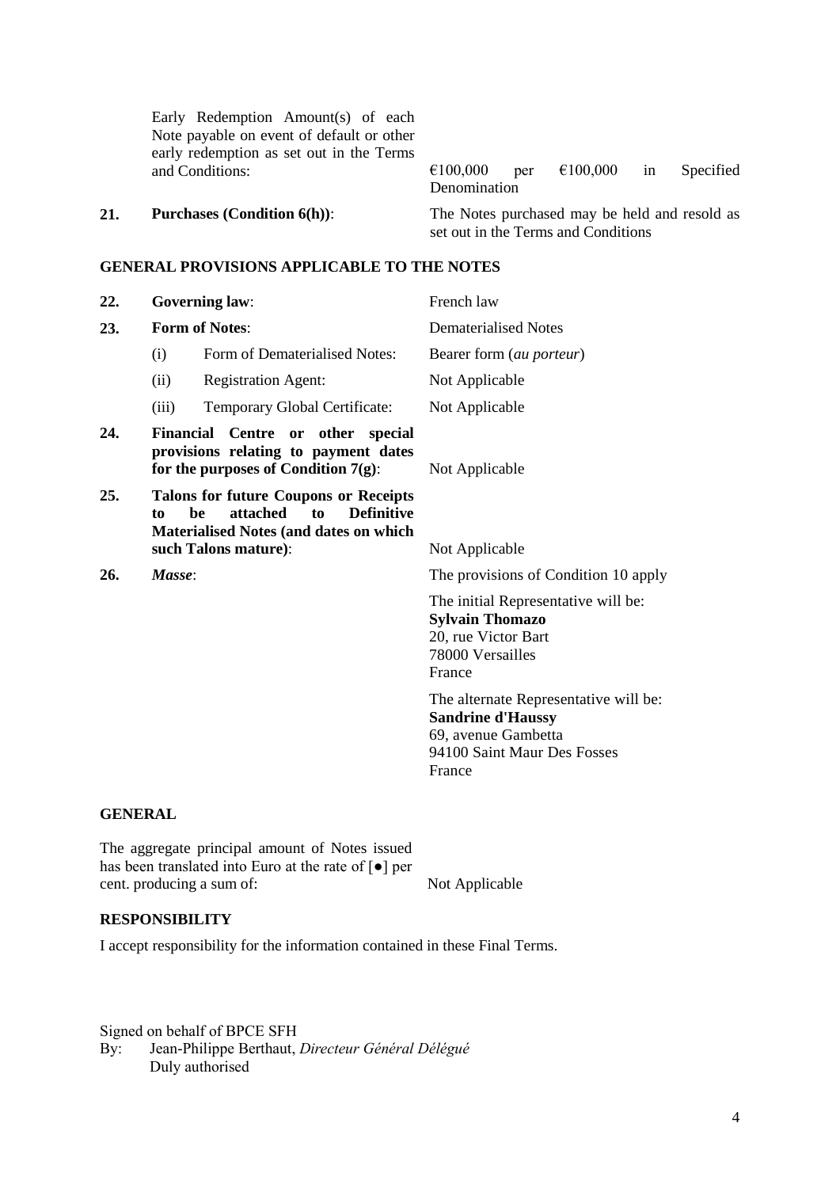| | | |
|---|---|---|
| | Early Redemption Amount(s) of each Note payable on event of default or other early redemption as set out in the Terms and Conditions: | €100,000 per €100,000 in Specified Denomination |
| **21.** | **Purchases (Condition 6(h))**: | The Notes purchased may be held and resold as set out in the Terms and Conditions |

## GENERAL PROVISIONS APPLICABLE TO THE NOTES

| | | |
|---|---|---|
| **22.** | **Governing law**: | French law |
| **23.** | **Form of Notes**: | Dematerialised Notes |
| | (i) Form of Dematerialised Notes: | Bearer form (*au porteur*) |
| | (ii) Registration Agent: | Not Applicable |
| | (iii) Temporary Global Certificate: | Not Applicable |
| **24.** | **Financial Centre or other special provisions relating to payment dates for the purposes of Condition 7(g)**: | Not Applicable |
| **25.** | **Talons for future Coupons or Receipts to be attached to Definitive Materialised Notes (and dates on which such Talons mature)**: | Not Applicable |
| **26.** | ***Masse***: | The provisions of Condition 10 apply<br><br>The initial Representative will be:<br>**Sylvain Thomazo**<br>20, rue Victor Bart<br>78000 Versailles<br>France<br><br>The alternate Representative will be:<br>**Sandrine d'Haussy**<br>69, avenue Gambetta<br>94100 Saint Maur Des Fosses<br>France |

## GENERAL

| | |
|---|---|
| The aggregate principal amount of Notes issued has been translated into Euro at the rate of [●] per cent. producing a sum of: | Not Applicable |

## RESPONSIBILITY

I accept responsibility for the information contained in these Final Terms.

Signed on behalf of BPCE SFH

By: Jean-Philippe Berthaut, *Directeur Général Délégué*

Duly authorised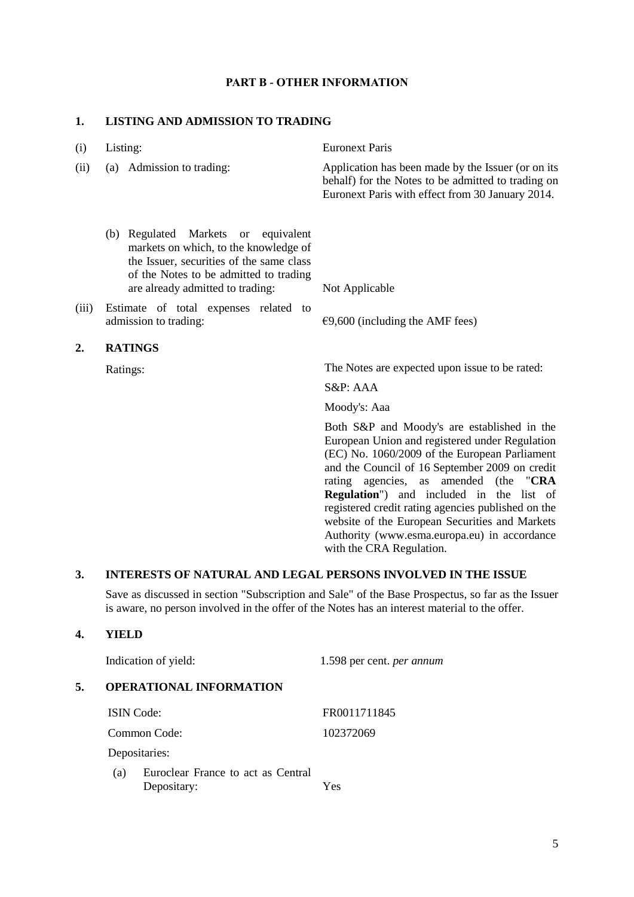## PART B - OTHER INFORMATION

### 1. LISTING AND ADMISSION TO TRADING

| | | |
|---|---|---|
| (i) | Listing: | Euronext Paris |
| (ii) | (a) Admission to trading: | Application has been made by the Issuer (or on its behalf) for the Notes to be admitted to trading on Euronext Paris with effect from 30 January 2014. |
| | (b) Regulated Markets or equivalent markets on which, to the knowledge of the Issuer, securities of the same class of the Notes to be admitted to trading are already admitted to trading: | Not Applicable |
| (iii) | Estimate of total expenses related to admission to trading: | €9,600 (including the AMF fees) |

### 2. RATINGS

Ratings: The Notes are expected upon issue to be rated:

S&P: AAA

Moody's: Aaa

Both S&P and Moody's are established in the European Union and registered under Regulation (EC) No. 1060/2009 of the European Parliament and the Council of 16 September 2009 on credit rating agencies, as amended (the "**CRA Regulation**") and included in the list of registered credit rating agencies published on the website of the European Securities and Markets Authority (www.esma.europa.eu) in accordance with the CRA Regulation.

### 3. INTERESTS OF NATURAL AND LEGAL PERSONS INVOLVED IN THE ISSUE

Save as discussed in section "Subscription and Sale" of the Base Prospectus, so far as the Issuer is aware, no person involved in the offer of the Notes has an interest material to the offer.

### 4. YIELD

Indication of yield: 1.598 per cent. *per annum*

### 5. OPERATIONAL INFORMATION

| | |
|---|---|
| ISIN Code: | FR0011711845 |
| Common Code: | 102372069 |
| Depositaries: | |
| (a) Euroclear France to act as Central Depositary: | Yes |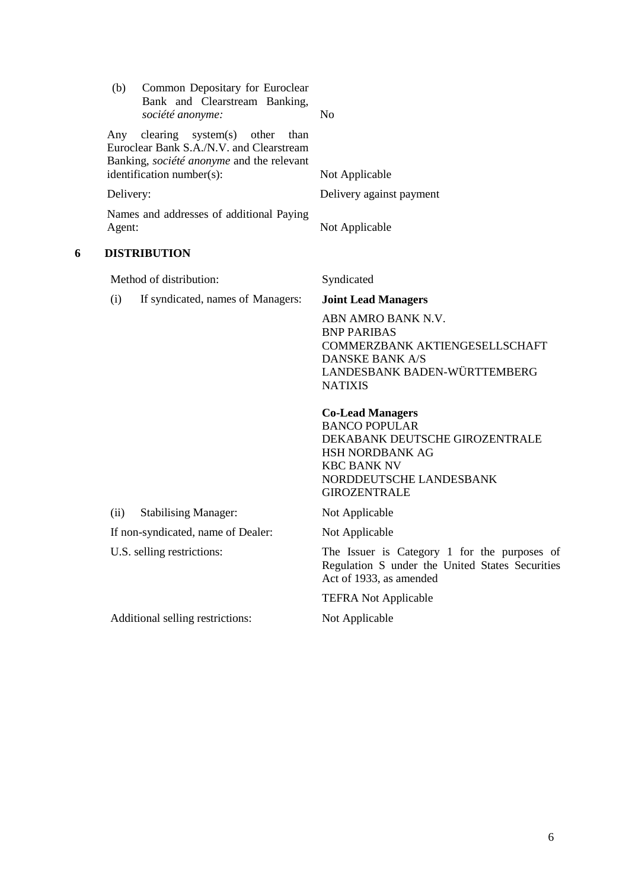| | |
|---|---|
| (b) Common Depositary for Euroclear Bank and Clearstream Banking, *société anonyme:* | No |
| Any clearing system(s) other than Euroclear Bank S.A./N.V. and Clearstream Banking, *société anonyme* and the relevant identification number(s): | Not Applicable |
| Delivery: | Delivery against payment |
| Names and addresses of additional Paying Agent: | Not Applicable |

## 6 DISTRIBUTION

| | |
|---|---|
| Method of distribution: | Syndicated |
| (i) If syndicated, names of Managers: | **Joint Lead Managers**<br>ABN AMRO BANK N.V.<br>BNP PARIBAS<br>COMMERZBANK AKTIENGESELLSCHAFT<br>DANSKE BANK A/S<br>LANDESBANK BADEN-WÜRTTEMBERG<br>NATIXIS<br><br>**Co-Lead Managers**<br>BANCO POPULAR<br>DEKABANK DEUTSCHE GIROZENTRALE<br>HSH NORDBANK AG<br>KBC BANK NV<br>NORDDEUTSCHE LANDESBANK GIROZENTRALE |
| (ii) Stabilising Manager: | Not Applicable |
| If non-syndicated, name of Dealer: | Not Applicable |
| U.S. selling restrictions: | The Issuer is Category 1 for the purposes of Regulation S under the United States Securities Act of 1933, as amended<br><br>TEFRA Not Applicable |
| Additional selling restrictions: | Not Applicable |